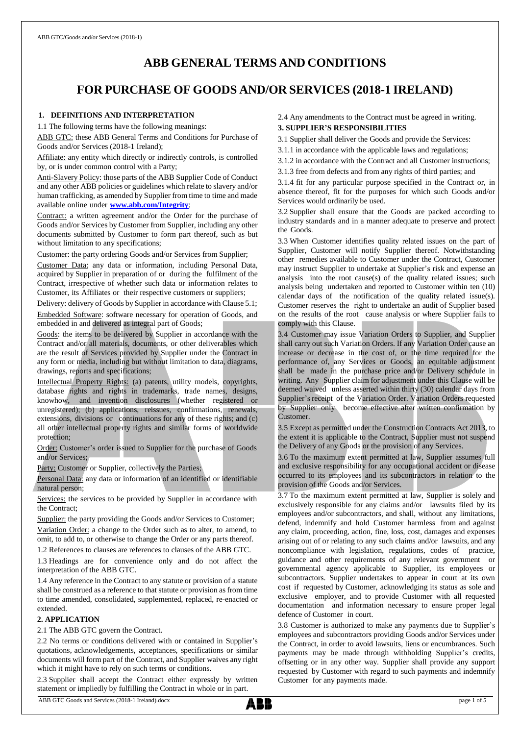# ABB GENERAL TERMS AND CONDITIONS

# FOR PURCHASE OF GOODS AND/OR SERVICES (2018-1 IRELAND)

## 1. DEFINITIONS AND INTERPRETATION

1.1 The following terms have the following meanings:

ABB GTC: these ABB General Terms and Conditions for Purchase of Goods and/or Services (2018-1 Ireland);

Affiliate: any entity which directly or indirectly controls, is controlled by, or is under common control with a Party;

Anti-Slavery Policy: those parts of the ABB Supplier Code of Conduct and any other ABB policies or guidelines which relate to slavery and/or human trafficking, as amended by Supplier from time to time and made available online under **www.abb.com/Integrity**;

Contract: a written agreement and/or the Order for the purchase of Goods and/or Services by Customer from Supplier, including any other documents submitted by Customer to form part thereof, such as but without limitation to any specifications;

Customer: the party ordering Goods and/or Services from Supplier;

Customer Data: any data or information, including Personal Data, acquired by Supplier in preparation of or during the fulfilment of the Contract, irrespective of whether such data or information relates to Customer, its Affiliates or their respective customers or suppliers;

Delivery: delivery of Goods by Supplier in accordance with Clause 5.1;

Embedded Software: software necessary for operation of Goods, and embedded in and delivered as integral part of Goods;

Goods: the items to be delivered by Supplier in accordance with the Contract and/or all materials, documents, or other deliverables which are the result of Services provided by Supplier under the Contract in any form or media, including but without limitation to data, diagrams, drawings, reports and specifications;

Intellectual Property Rights: (a) patents, utility models, copyrights, database rights and rights in trademarks, trade names, designs, knowhow, and invention disclosures (whether registered or unregistered); (b) applications, reissues, confirmations, renewals, extensions, divisions or continuations for any of these rights; and (c) all other intellectual property rights and similar forms of worldwide protection;

Order: Customer's order issued to Supplier for the purchase of Goods and/or Services;

Party: Customer or Supplier, collectively the Parties;

Personal Data: any data or information of an identified or identifiable natural person;

Services: the services to be provided by Supplier in accordance with the Contract;

Supplier: the party providing the Goods and/or Services to Customer;

Variation Order: a change to the Order such as to alter, to amend, to omit, to add to, or otherwise to change the Order or any parts thereof.

1.2 References to clauses are references to clauses of the ABB GTC.

1.3 Headings are for convenience only and do not affect the interpretation of the ABB GTC.

1.4 Any reference in the Contract to any statute or provision of a statute shall be construed as a reference to that statute or provision as from time to time amended, consolidated, supplemented, replaced, re-enacted or extended.

## 2. APPLICATION

2.1 The ABB GTC govern the Contract.

2.2 No terms or conditions delivered with or contained in Supplier's quotations, acknowledgements, acceptances, specifications or similar documents will form part of the Contract, and Supplier waives any right which it might have to rely on such terms or conditions.

2.3 Supplier shall accept the Contract either expressly by written statement or impliedly by fulfilling the Contract in whole or in part.

2.4 Any amendments to the Contract must be agreed in writing.

## 3. SUPPLIER'S RESPONSIBILITIES

3.1 Supplier shall deliver the Goods and provide the Services:

3.1.1 in accordance with the applicable laws and regulations;

3.1.2 in accordance with the Contract and all Customer instructions;

3.1.3 free from defects and from any rights of third parties; and

3.1.4 fit for any particular purpose specified in the Contract or, in absence thereof, fit for the purposes for which such Goods and/or Services would ordinarily be used.

3.2 Supplier shall ensure that the Goods are packed according to industry standards and in a manner adequate to preserve and protect the Goods.

3.3 When Customer identifies quality related issues on the part of Supplier, Customer will notify Supplier thereof. Notwithstanding other remedies available to Customer under the Contract, Customer may instruct Supplier to undertake at Supplier's risk and expense an analysis into the root cause(s) of the quality related issues; such analysis being undertaken and reported to Customer within ten (10) calendar days of the notification of the quality related issue(s). Customer reserves the right to undertake an audit of Supplier based on the results of the root cause analysis or where Supplier fails to comply with this Clause.

3.4 Customer may issue Variation Orders to Supplier, and Supplier shall carry out such Variation Orders. If any Variation Order cause an increase or decrease in the cost of, or the time required for the performance of, any Services or Goods, an equitable adjustment shall be made in the purchase price and/or Delivery schedule in writing. Any Supplier claim for adjustment under this Clause will be deemed waived unless asserted within thirty (30) calendar days from Supplier's receipt of the Variation Order. Variation Orders requested by Supplier only become effective after written confirmation by Customer.

3.5 Except as permitted under the Construction Contracts Act 2013, to the extent it is applicable to the Contract, Supplier must not suspend the Delivery of any Goods or the provision of any Services.

3.6 To the maximum extent permitted at law, Supplier assumes full and exclusive responsibility for any occupational accident or disease occurred to its employees and its subcontractors in relation to the provision of the Goods and/or Services.

3.7 To the maximum extent permitted at law, Supplier is solely and exclusively responsible for any claims and/or lawsuits filed by its employees and/or subcontractors, and shall, without any limitations, defend, indemnify and hold Customer harmless from and against any claim, proceeding, action, fine, loss, cost, damages and expenses arising out of or relating to any such claims and/or lawsuits, and any noncompliance with legislation, regulations, codes of practice, guidance and other requirements of any relevant government or governmental agency applicable to Supplier, its employees or subcontractors. Supplier undertakes to appear in court at its own cost if requested by Customer, acknowledging its status as sole and exclusive employer, and to provide Customer with all requested documentation and information necessary to ensure proper legal defence of Customer in court.

3.8 Customer is authorized to make any payments due to Supplier's employees and subcontractors providing Goods and/or Services under the Contract, in order to avoid lawsuits, liens or encumbrances. Such payments may be made through withholding Supplier's credits, offsetting or in any other way. Supplier shall provide any support requested by Customer with regard to such payments and indemnify Customer for any payments made.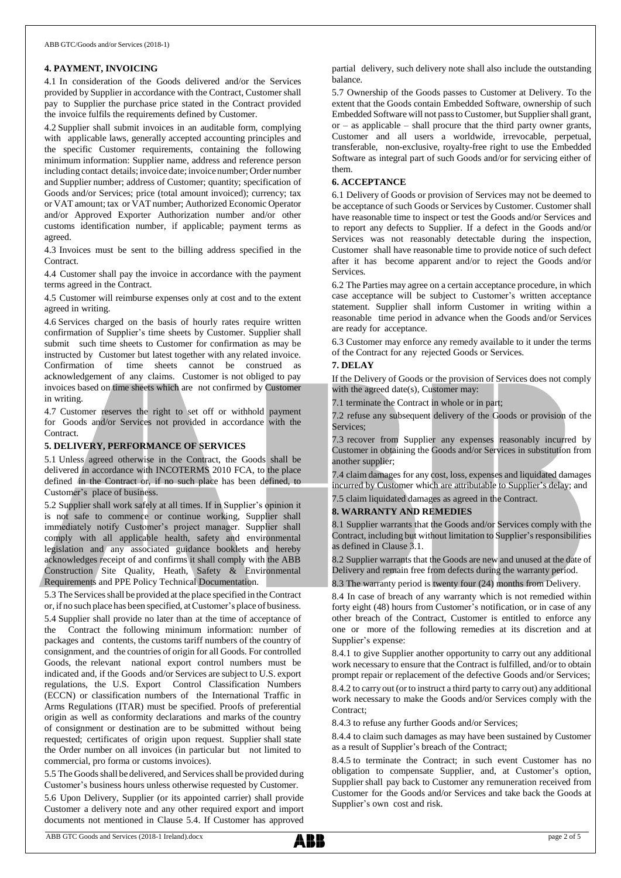## 4. PAYMENT, INVOICING

4.1 In consideration of the Goods delivered and/or the Services provided by Supplier in accordance with the Contract, Customer shall pay to Supplier the purchase price stated in the Contract provided the invoice fulfils the requirements defined by Customer.

4.2 Supplier shall submit invoices in an auditable form, complying with applicable laws, generally accepted accounting principles and the specific Customer requirements, containing the following minimum information: Supplier name, address and reference person including contact details; invoice date; invoice number; Order number and Supplier number; address of Customer; quantity; specification of Goods and/or Services; price (total amount invoiced); currency; tax or VAT amount; tax or VAT number; Authorized Economic Operator and/or Approved Exporter Authorization number and/or other customs identification number, if applicable; payment terms as agreed.

4.3 Invoices must be sent to the billing address specified in the Contract.

4.4 Customer shall pay the invoice in accordance with the payment terms agreed in the Contract.

4.5 Customer will reimburse expenses only at cost and to the extent agreed in writing.

4.6 Services charged on the basis of hourly rates require written confirmation of Supplier's time sheets by Customer. Supplier shall submit such time sheets to Customer for confirmation as may be instructed by Customer but latest together with any related invoice. Confirmation of time sheets cannot be construed as acknowledgement of any claims. Customer is not obliged to pay invoices based on time sheets which are not confirmed by Customer in writing.

4.7 Customer reserves the right to set off or withhold payment for Goods and/or Services not provided in accordance with the Contract.

## 5. DELIVERY, PERFORMANCE OF SERVICES

5.1 Unless agreed otherwise in the Contract, the Goods shall be delivered in accordance with INCOTERMS 2010 FCA, to the place defined in the Contract or, if no such place has been defined, to Customer's place of business.

5.2 Supplier shall work safely at all times. If in Supplier's opinion it is not safe to commence or continue working, Supplier shall immediately notify Customer's project manager. Supplier shall comply with all applicable health, safety and environmental legislation and any associated guidance booklets and hereby acknowledges receipt of and confirms it shall comply with the ABB Construction Site Quality, Heath, Safety & Environmental Requirements and PPE Policy Technical Documentation.

5.3 The Services shall be provided at the place specified in the Contract or, if no such place has been specified, at Customer's place of business.

5.4 Supplier shall provide no later than at the time of acceptance of the Contract the following minimum information: number of packages and contents, the customs tariff numbers of the country of consignment, and the countries of origin for all Goods. For controlled Goods, the relevant national export control numbers must be indicated and, if the Goods and/or Services are subject to U.S. export regulations, the U.S. Export Control Classification Numbers (ECCN) or classification numbers of the International Traffic in Arms Regulations (ITAR) must be specified. Proofs of preferential origin as well as conformity declarations and marks of the country of consignment or destination are to be submitted without being requested; certificates of origin upon request. Supplier shall state the Order number on all invoices (in particular but not limited to commercial, pro forma or customs invoices).

5.5 The Goods shall be delivered, and Services shall be provided during Customer's business hours unless otherwise requested by Customer.

5.6 Upon Delivery, Supplier (or its appointed carrier) shall provide Customer a delivery note and any other required export and import documents not mentioned in Clause 5.4. If Customer has approved partial delivery, such delivery note shall also include the outstanding balance.

5.7 Ownership of the Goods passes to Customer at Delivery. To the extent that the Goods contain Embedded Software, ownership of such Embedded Software will not pass to Customer, but Supplier shall grant, or – as applicable – shall procure that the third party owner grants, Customer and all users a worldwide, irrevocable, perpetual, transferable, non-exclusive, royalty-free right to use the Embedded Software as integral part of such Goods and/or for servicing either of them.

## 6. ACCEPTANCE

6.1 Delivery of Goods or provision of Services may not be deemed to be acceptance of such Goods or Services by Customer. Customer shall have reasonable time to inspect or test the Goods and/or Services and to report any defects to Supplier. If a defect in the Goods and/or Services was not reasonably detectable during the inspection, Customer shall have reasonable time to provide notice of such defect after it has become apparent and/or to reject the Goods and/or Services.

6.2 The Parties may agree on a certain acceptance procedure, in which case acceptance will be subject to Customer's written acceptance statement. Supplier shall inform Customer in writing within a reasonable time period in advance when the Goods and/or Services are ready for acceptance.

6.3 Customer may enforce any remedy available to it under the terms of the Contract for any rejected Goods or Services.

## 7. DELAY

If the Delivery of Goods or the provision of Services does not comply with the agreed date(s), Customer may:

7.1 terminate the Contract in whole or in part;

7.2 refuse any subsequent delivery of the Goods or provision of the Services;

7.3 recover from Supplier any expenses reasonably incurred by Customer in obtaining the Goods and/or Services in substitution from another supplier;

7.4 claim damages for any cost, loss, expenses and liquidated damages incurred by Customer which are attributable to Supplier's delay; and

7.5 claim liquidated damages as agreed in the Contract.

## 8. WARRANTY AND REMEDIES

8.1 Supplier warrants that the Goods and/or Services comply with the Contract, including but without limitation to Supplier's responsibilities as defined in Clause 3.1.

8.2 Supplier warrants that the Goods are new and unused at the date of Delivery and remain free from defects during the warranty period.

8.3 The warranty period is twenty four (24) months from Delivery.

8.4 In case of breach of any warranty which is not remedied within forty eight (48) hours from Customer's notification, or in case of any other breach of the Contract, Customer is entitled to enforce any one or more of the following remedies at its discretion and at Supplier's expense:

8.4.1 to give Supplier another opportunity to carry out any additional work necessary to ensure that the Contract is fulfilled, and/or to obtain prompt repair or replacement of the defective Goods and/or Services;

8.4.2 to carry out (or to instruct a third party to carry out) any additional work necessary to make the Goods and/or Services comply with the Contract;

8.4.3 to refuse any further Goods and/or Services;

8.4.4 to claim such damages as may have been sustained by Customer as a result of Supplier's breach of the Contract;

8.4.5 to terminate the Contract; in such event Customer has no obligation to compensate Supplier, and, at Customer's option, Supplier shall pay back to Customer any remuneration received from Customer for the Goods and/or Services and take back the Goods at Supplier's own cost and risk.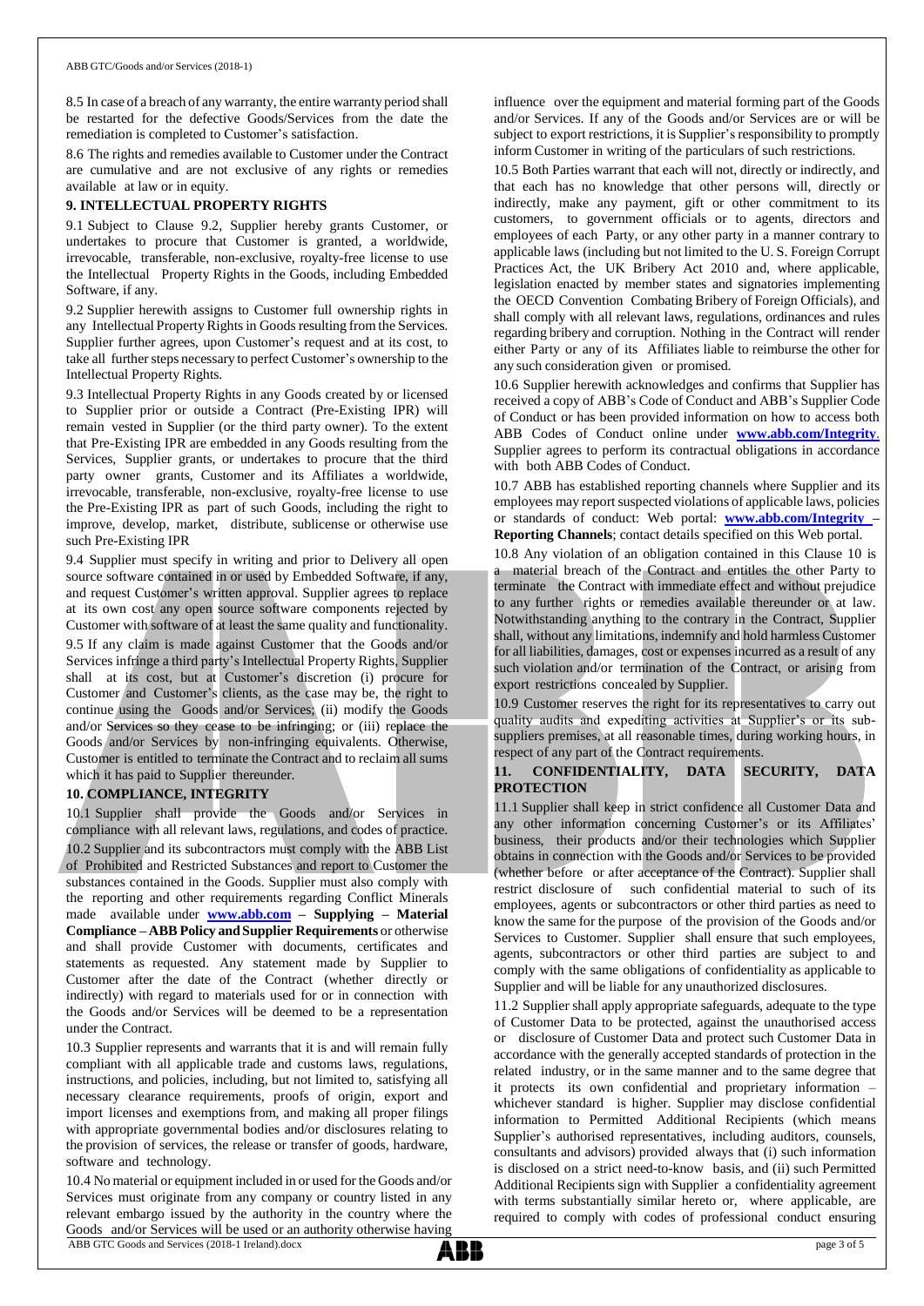8.5 In case of a breach of any warranty, the entire warranty period shall be restarted for the defective Goods/Services from the date the remediation is completed to Customer's satisfaction.

8.6 The rights and remedies available to Customer under the Contract are cumulative and are not exclusive of any rights or remedies available at law or in equity.

**9. INTELLECTUAL PROPERTY RIGHTS**

9.1 Subject to Clause 9.2, Supplier hereby grants Customer, or undertakes to procure that Customer is granted, a worldwide, irrevocable, transferable, non-exclusive, royalty-free license to use the Intellectual Property Rights in the Goods, including Embedded Software, if any.

9.2 Supplier herewith assigns to Customer full ownership rights in any Intellectual Property Rights in Goods resulting from the Services. Supplier further agrees, upon Customer's request and at its cost, to take all further steps necessary to perfect Customer's ownership to the Intellectual Property Rights.

9.3 Intellectual Property Rights in any Goods created by or licensed to Supplier prior or outside a Contract (Pre-Existing IPR) will remain vested in Supplier (or the third party owner). To the extent that Pre-Existing IPR are embedded in any Goods resulting from the Services, Supplier grants, or undertakes to procure that the third party owner grants, Customer and its Affiliates a worldwide, irrevocable, transferable, non-exclusive, royalty-free license to use the Pre-Existing IPR as part of such Goods, including the right to improve, develop, market, distribute, sublicense or otherwise use such Pre-Existing IPR

9.4 Supplier must specify in writing and prior to Delivery all open source software contained in or used by Embedded Software, if any, and request Customer's written approval. Supplier agrees to replace at its own cost any open source software components rejected by Customer with software of at least the same quality and functionality.

9.5 If any claim is made against Customer that the Goods and/or Services infringe a third party's Intellectual Property Rights, Supplier shall at its cost, but at Customer's discretion (i) procure for Customer and Customer's clients, as the case may be, the right to continue using the Goods and/or Services; (ii) modify the Goods and/or Services so they cease to be infringing; or (iii) replace the Goods and/or Services by non-infringing equivalents. Otherwise, Customer is entitled to terminate the Contract and to reclaim all sums which it has paid to Supplier thereunder.

**10. COMPLIANCE, INTEGRITY**

10.1 Supplier shall provide the Goods and/or Services in compliance with all relevant laws, regulations, and codes of practice.

10.2 Supplier and its subcontractors must comply with the ABB List of Prohibited and Restricted Substances and report to Customer the substances contained in the Goods. Supplier must also comply with the reporting and other requirements regarding Conflict Minerals made available under **www.abb.com – Supplying – Material Compliance – ABB Policy and Supplier Requirements** or otherwise and shall provide Customer with documents, certificates and statements as requested. Any statement made by Supplier to Customer after the date of the Contract (whether directly or indirectly) with regard to materials used for or in connection with the Goods and/or Services will be deemed to be a representation under the Contract.

10.3 Supplier represents and warrants that it is and will remain fully compliant with all applicable trade and customs laws, regulations, instructions, and policies, including, but not limited to, satisfying all necessary clearance requirements, proofs of origin, export and import licenses and exemptions from, and making all proper filings with appropriate governmental bodies and/or disclosures relating to the provision of services, the release or transfer of goods, hardware, software and technology.

10.4 No material or equipment included in or used for the Goods and/or Services must originate from any company or country listed in any relevant embargo issued by the authority in the country where the Goods and/or Services will be used or an authority otherwise having influence over the equipment and material forming part of the Goods and/or Services. If any of the Goods and/or Services are or will be subject to export restrictions, it is Supplier's responsibility to promptly inform Customer in writing of the particulars of such restrictions.

10.5 Both Parties warrant that each will not, directly or indirectly, and that each has no knowledge that other persons will, directly or indirectly, make any payment, gift or other commitment to its customers, to government officials or to agents, directors and employees of each Party, or any other party in a manner contrary to applicable laws (including but not limited to the U. S. Foreign Corrupt Practices Act, the UK Bribery Act 2010 and, where applicable, legislation enacted by member states and signatories implementing the OECD Convention Combating Bribery of Foreign Officials), and shall comply with all relevant laws, regulations, ordinances and rules regarding bribery and corruption. Nothing in the Contract will render either Party or any of its Affiliates liable to reimburse the other for any such consideration given or promised.

10.6 Supplier herewith acknowledges and confirms that Supplier has received a copy of ABB's Code of Conduct and ABB's Supplier Code of Conduct or has been provided information on how to access both ABB Codes of Conduct online under **www.abb.com/Integrity**. Supplier agrees to perform its contractual obligations in accordance with both ABB Codes of Conduct.

10.7 ABB has established reporting channels where Supplier and its employees may report suspected violations of applicable laws, policies or standards of conduct: Web portal: **www.abb.com/Integrity – Reporting Channels**; contact details specified on this Web portal.

10.8 Any violation of an obligation contained in this Clause 10 is a material breach of the Contract and entitles the other Party to terminate the Contract with immediate effect and without prejudice to any further rights or remedies available thereunder or at law. Notwithstanding anything to the contrary in the Contract, Supplier shall, without any limitations, indemnify and hold harmless Customer for all liabilities, damages, cost or expenses incurred as a result of any such violation and/or termination of the Contract, or arising from export restrictions concealed by Supplier.

10.9 Customer reserves the right for its representatives to carry out quality audits and expediting activities at Supplier's or its sub-suppliers premises, at all reasonable times, during working hours, in respect of any part of the Contract requirements.

**11. CONFIDENTIALITY, DATA SECURITY, DATA PROTECTION**

11.1 Supplier shall keep in strict confidence all Customer Data and any other information concerning Customer's or its Affiliates' business, their products and/or their technologies which Supplier obtains in connection with the Goods and/or Services to be provided (whether before or after acceptance of the Contract). Supplier shall restrict disclosure of such confidential material to such of its employees, agents or subcontractors or other third parties as need to know the same for the purpose of the provision of the Goods and/or Services to Customer. Supplier shall ensure that such employees, agents, subcontractors or other third parties are subject to and comply with the same obligations of confidentiality as applicable to Supplier and will be liable for any unauthorized disclosures.

11.2 Supplier shall apply appropriate safeguards, adequate to the type of Customer Data to be protected, against the unauthorised access or disclosure of Customer Data and protect such Customer Data in accordance with the generally accepted standards of protection in the related industry, or in the same manner and to the same degree that it protects its own confidential and proprietary information – whichever standard is higher. Supplier may disclose confidential information to Permitted Additional Recipients (which means Supplier's authorised representatives, including auditors, counsels, consultants and advisors) provided always that (i) such information is disclosed on a strict need-to-know basis, and (ii) such Permitted Additional Recipients sign with Supplier a confidentiality agreement with terms substantially similar hereto or, where applicable, are required to comply with codes of professional conduct ensuring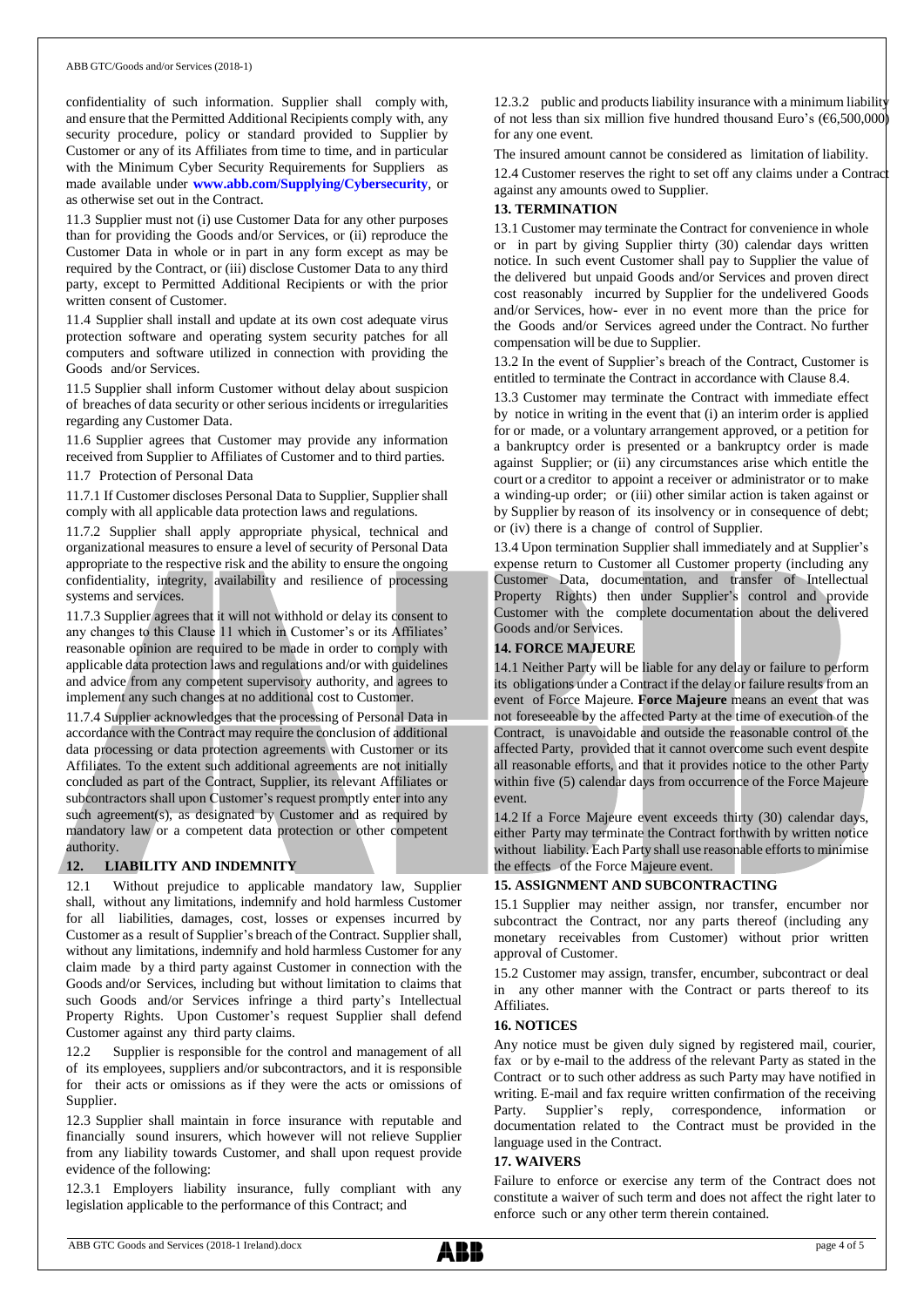confidentiality of such information. Supplier shall comply with, and ensure that the Permitted Additional Recipients comply with, any security procedure, policy or standard provided to Supplier by Customer or any of its Affiliates from time to time, and in particular with the Minimum Cyber Security Requirements for Suppliers as made available under **www.abb.com/Supplying/Cybersecurity**, or as otherwise set out in the Contract.

11.3 Supplier must not (i) use Customer Data for any other purposes than for providing the Goods and/or Services, or (ii) reproduce the Customer Data in whole or in part in any form except as may be required by the Contract, or (iii) disclose Customer Data to any third party, except to Permitted Additional Recipients or with the prior written consent of Customer.

11.4 Supplier shall install and update at its own cost adequate virus protection software and operating system security patches for all computers and software utilized in connection with providing the Goods and/or Services.

11.5 Supplier shall inform Customer without delay about suspicion of breaches of data security or other serious incidents or irregularities regarding any Customer Data.

11.6 Supplier agrees that Customer may provide any information received from Supplier to Affiliates of Customer and to third parties.

11.7 Protection of Personal Data

11.7.1 If Customer discloses Personal Data to Supplier, Supplier shall comply with all applicable data protection laws and regulations.

11.7.2 Supplier shall apply appropriate physical, technical and organizational measures to ensure a level of security of Personal Data appropriate to the respective risk and the ability to ensure the ongoing confidentiality, integrity, availability and resilience of processing systems and services.

11.7.3 Supplier agrees that it will not withhold or delay its consent to any changes to this Clause 11 which in Customer's or its Affiliates' reasonable opinion are required to be made in order to comply with applicable data protection laws and regulations and/or with guidelines and advice from any competent supervisory authority, and agrees to implement any such changes at no additional cost to Customer.

11.7.4 Supplier acknowledges that the processing of Personal Data in accordance with the Contract may require the conclusion of additional data processing or data protection agreements with Customer or its Affiliates. To the extent such additional agreements are not initially concluded as part of the Contract, Supplier, its relevant Affiliates or subcontractors shall upon Customer's request promptly enter into any such agreement(s), as designated by Customer and as required by mandatory law or a competent data protection or other competent authority.

## 12. LIABILITY AND INDEMNITY

12.1 Without prejudice to applicable mandatory law, Supplier shall, without any limitations, indemnify and hold harmless Customer for all liabilities, damages, cost, losses or expenses incurred by Customer as a result of Supplier's breach of the Contract. Supplier shall, without any limitations, indemnify and hold harmless Customer for any claim made by a third party against Customer in connection with the Goods and/or Services, including but without limitation to claims that such Goods and/or Services infringe a third party's Intellectual Property Rights. Upon Customer's request Supplier shall defend Customer against any third party claims.

12.2 Supplier is responsible for the control and management of all of its employees, suppliers and/or subcontractors, and it is responsible for their acts or omissions as if they were the acts or omissions of Supplier.

12.3 Supplier shall maintain in force insurance with reputable and financially sound insurers, which however will not relieve Supplier from any liability towards Customer, and shall upon request provide evidence of the following:

12.3.1 Employers liability insurance, fully compliant with any legislation applicable to the performance of this Contract; and

12.3.2 public and products liability insurance with a minimum liability of not less than six million five hundred thousand Euro's (€6,500,000) for any one event.

The insured amount cannot be considered as limitation of liability.

12.4 Customer reserves the right to set off any claims under a Contract against any amounts owed to Supplier.

## 13. TERMINATION

13.1 Customer may terminate the Contract for convenience in whole or in part by giving Supplier thirty (30) calendar days written notice. In such event Customer shall pay to Supplier the value of the delivered but unpaid Goods and/or Services and proven direct cost reasonably incurred by Supplier for the undelivered Goods and/or Services, how- ever in no event more than the price for the Goods and/or Services agreed under the Contract. No further compensation will be due to Supplier.

13.2 In the event of Supplier's breach of the Contract, Customer is entitled to terminate the Contract in accordance with Clause 8.4.

13.3 Customer may terminate the Contract with immediate effect by notice in writing in the event that (i) an interim order is applied for or made, or a voluntary arrangement approved, or a petition for a bankruptcy order is presented or a bankruptcy order is made against Supplier; or (ii) any circumstances arise which entitle the court or a creditor to appoint a receiver or administrator or to make a winding-up order; or (iii) other similar action is taken against or by Supplier by reason of its insolvency or in consequence of debt; or (iv) there is a change of control of Supplier.

13.4 Upon termination Supplier shall immediately and at Supplier's expense return to Customer all Customer property (including any Customer Data, documentation, and transfer of Intellectual Property Rights) then under Supplier's control and provide Customer with the complete documentation about the delivered Goods and/or Services.

## 14. FORCE MAJEURE

14.1 Neither Party will be liable for any delay or failure to perform its obligations under a Contract if the delay or failure results from an event of Force Majeure. **Force Majeure** means an event that was not foreseeable by the affected Party at the time of execution of the Contract, is unavoidable and outside the reasonable control of the affected Party, provided that it cannot overcome such event despite all reasonable efforts, and that it provides notice to the other Party within five (5) calendar days from occurrence of the Force Majeure event.

14.2 If a Force Majeure event exceeds thirty (30) calendar days, either Party may terminate the Contract forthwith by written notice without liability. Each Party shall use reasonable efforts to minimise the effects of the Force Majeure event.

## 15. ASSIGNMENT AND SUBCONTRACTING

15.1 Supplier may neither assign, nor transfer, encumber nor subcontract the Contract, nor any parts thereof (including any monetary receivables from Customer) without prior written approval of Customer.

15.2 Customer may assign, transfer, encumber, subcontract or deal in any other manner with the Contract or parts thereof to its Affiliates.

## 16. NOTICES

Any notice must be given duly signed by registered mail, courier, fax or by e-mail to the address of the relevant Party as stated in the Contract or to such other address as such Party may have notified in writing. E-mail and fax require written confirmation of the receiving Party. Supplier's reply, correspondence, information or documentation related to the Contract must be provided in the language used in the Contract.

## 17. WAIVERS

Failure to enforce or exercise any term of the Contract does not constitute a waiver of such term and does not affect the right later to enforce such or any other term therein contained.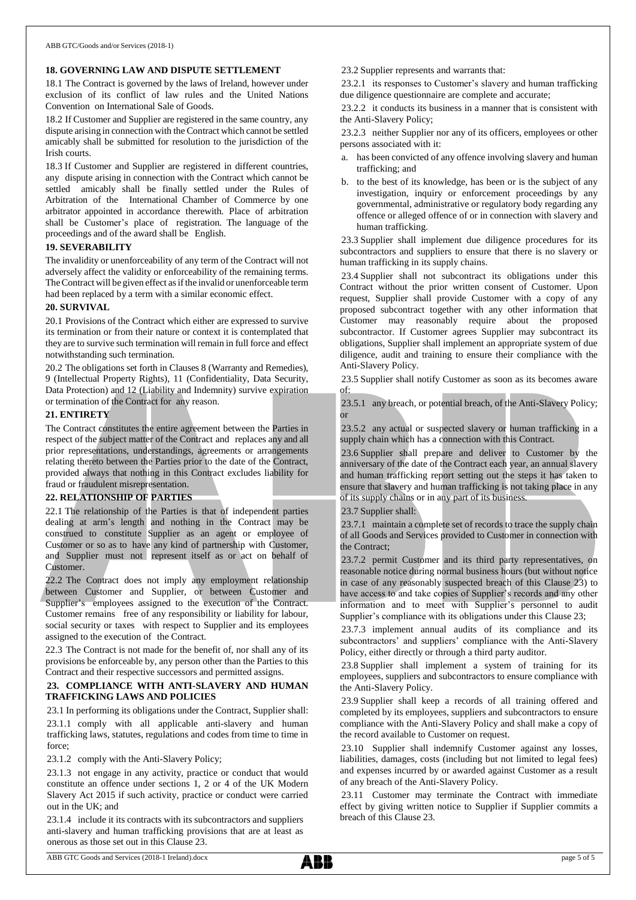## 18. GOVERNING LAW AND DISPUTE SETTLEMENT

18.1 The Contract is governed by the laws of Ireland, however under exclusion of its conflict of law rules and the United Nations Convention on International Sale of Goods.

18.2 If Customer and Supplier are registered in the same country, any dispute arising in connection with the Contract which cannot be settled amicably shall be submitted for resolution to the jurisdiction of the Irish courts.

18.3 If Customer and Supplier are registered in different countries, any dispute arising in connection with the Contract which cannot be settled amicably shall be finally settled under the Rules of Arbitration of the International Chamber of Commerce by one arbitrator appointed in accordance therewith. Place of arbitration shall be Customer's place of registration. The language of the proceedings and of the award shall be English.

## 19. SEVERABILITY

The invalidity or unenforceability of any term of the Contract will not adversely affect the validity or enforceability of the remaining terms. The Contract will be given effect as if the invalid or unenforceable term had been replaced by a term with a similar economic effect.

## 20. SURVIVAL

20.1 Provisions of the Contract which either are expressed to survive its termination or from their nature or context it is contemplated that they are to survive such termination will remain in full force and effect notwithstanding such termination.

20.2 The obligations set forth in Clauses 8 (Warranty and Remedies), 9 (Intellectual Property Rights), 11 (Confidentiality, Data Security, Data Protection) and 12 (Liability and Indemnity) survive expiration or termination of the Contract for any reason.

## 21. ENTIRETY

The Contract constitutes the entire agreement between the Parties in respect of the subject matter of the Contract and replaces any and all prior representations, understandings, agreements or arrangements relating thereto between the Parties prior to the date of the Contract, provided always that nothing in this Contract excludes liability for fraud or fraudulent misrepresentation.

## 22. RELATIONSHIP OF PARTIES

22.1 The relationship of the Parties is that of independent parties dealing at arm's length and nothing in the Contract may be construed to constitute Supplier as an agent or employee of Customer or so as to have any kind of partnership with Customer, and Supplier must not represent itself as or act on behalf of Customer.

22.2 The Contract does not imply any employment relationship between Customer and Supplier, or between Customer and Supplier's employees assigned to the execution of the Contract. Customer remains free of any responsibility or liability for labour, social security or taxes with respect to Supplier and its employees assigned to the execution of the Contract.

22.3 The Contract is not made for the benefit of, nor shall any of its provisions be enforceable by, any person other than the Parties to this Contract and their respective successors and permitted assigns.

## 23. COMPLIANCE WITH ANTI-SLAVERY AND HUMAN TRAFFICKING LAWS AND POLICIES

23.1 In performing its obligations under the Contract, Supplier shall:

23.1.1 comply with all applicable anti-slavery and human trafficking laws, statutes, regulations and codes from time to time in force;

23.1.2 comply with the Anti-Slavery Policy;

23.1.3 not engage in any activity, practice or conduct that would constitute an offence under sections 1, 2 or 4 of the UK Modern Slavery Act 2015 if such activity, practice or conduct were carried out in the UK; and

23.1.4 include it its contracts with its subcontractors and suppliers anti-slavery and human trafficking provisions that are at least as onerous as those set out in this Clause 23.

23.2 Supplier represents and warrants that:

23.2.1 its responses to Customer's slavery and human trafficking due diligence questionnaire are complete and accurate;

23.2.2 it conducts its business in a manner that is consistent with the Anti-Slavery Policy;

23.2.3 neither Supplier nor any of its officers, employees or other persons associated with it:

a. has been convicted of any offence involving slavery and human trafficking; and

b. to the best of its knowledge, has been or is the subject of any investigation, inquiry or enforcement proceedings by any governmental, administrative or regulatory body regarding any offence or alleged offence of or in connection with slavery and human trafficking.

23.3 Supplier shall implement due diligence procedures for its subcontractors and suppliers to ensure that there is no slavery or human trafficking in its supply chains.

23.4 Supplier shall not subcontract its obligations under this Contract without the prior written consent of Customer. Upon request, Supplier shall provide Customer with a copy of any proposed subcontract together with any other information that Customer may reasonably require about the proposed subcontractor. If Customer agrees Supplier may subcontract its obligations, Supplier shall implement an appropriate system of due diligence, audit and training to ensure their compliance with the Anti-Slavery Policy.

23.5 Supplier shall notify Customer as soon as its becomes aware of:

23.5.1 any breach, or potential breach, of the Anti-Slavery Policy; or

23.5.2 any actual or suspected slavery or human trafficking in a supply chain which has a connection with this Contract.

23.6 Supplier shall prepare and deliver to Customer by the anniversary of the date of the Contract each year, an annual slavery and human trafficking report setting out the steps it has taken to ensure that slavery and human trafficking is not taking place in any of its supply chains or in any part of its business.

23.7 Supplier shall:

23.7.1 maintain a complete set of records to trace the supply chain of all Goods and Services provided to Customer in connection with the Contract;

23.7.2 permit Customer and its third party representatives, on reasonable notice during normal business hours (but without notice in case of any reasonably suspected breach of this Clause 23) to have access to and take copies of Supplier's records and any other information and to meet with Supplier's personnel to audit Supplier's compliance with its obligations under this Clause 23;

23.7.3 implement annual audits of its compliance and its subcontractors' and suppliers' compliance with the Anti-Slavery Policy, either directly or through a third party auditor.

23.8 Supplier shall implement a system of training for its employees, suppliers and subcontractors to ensure compliance with the Anti-Slavery Policy.

23.9 Supplier shall keep a records of all training offered and completed by its employees, suppliers and subcontractors to ensure compliance with the Anti-Slavery Policy and shall make a copy of the record available to Customer on request.

23.10 Supplier shall indemnify Customer against any losses, liabilities, damages, costs (including but not limited to legal fees) and expenses incurred by or awarded against Customer as a result of any breach of the Anti-Slavery Policy.

23.11 Customer may terminate the Contract with immediate effect by giving written notice to Supplier if Supplier commits a breach of this Clause 23.